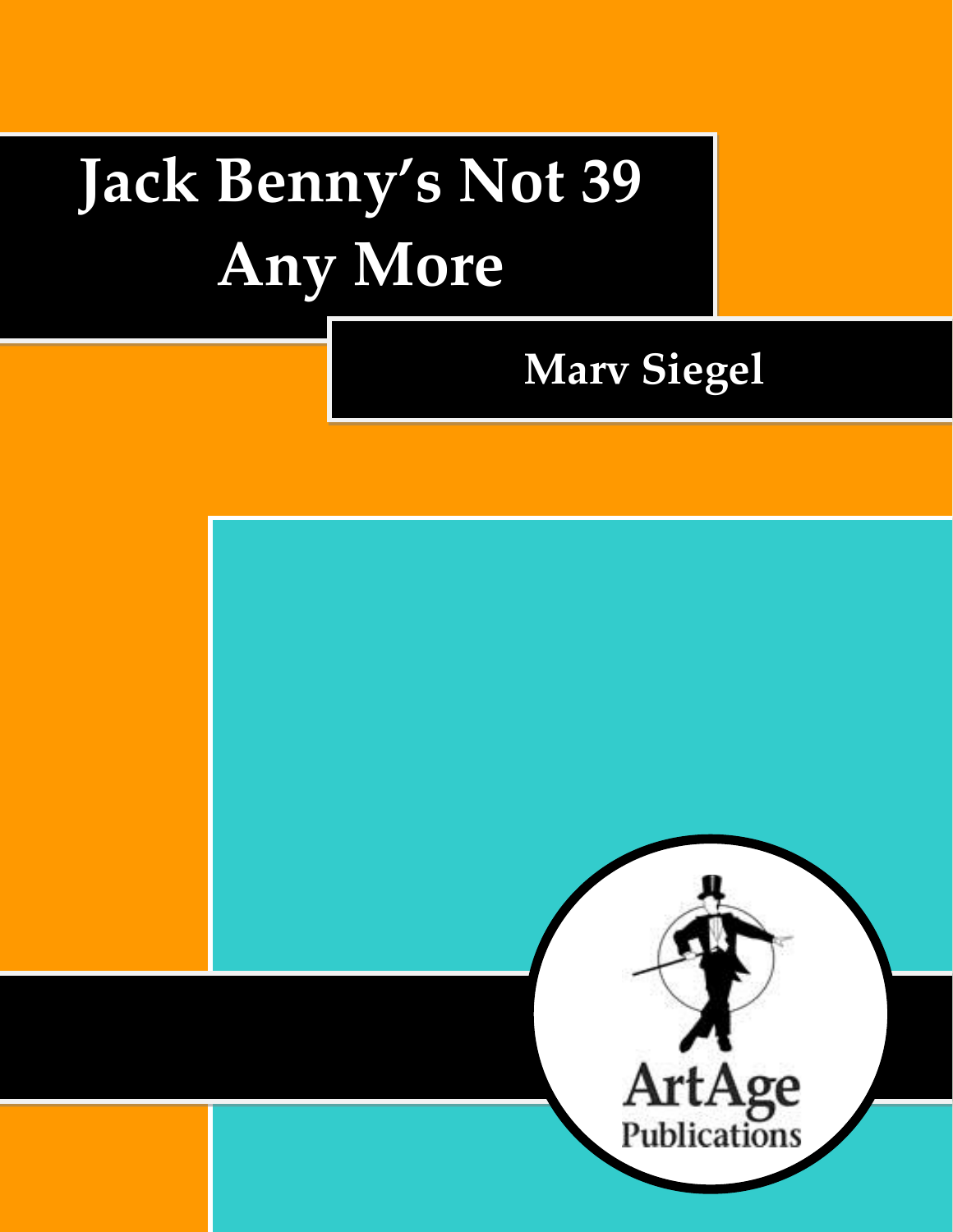# Jack Benny's Not 39 Any More

## Marv Siegel

ArtAge Publications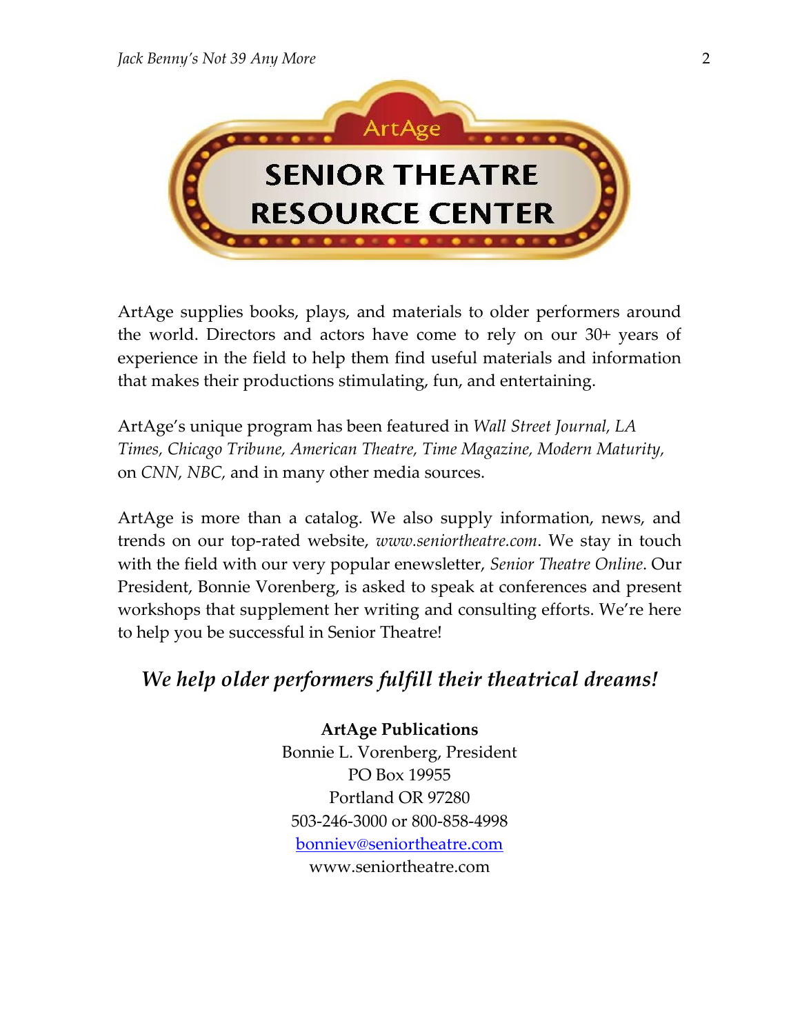ArtAge

# SENIOR THEATRE RESOURCE CENTER

ArtAge supplies books, plays, and materials to older performers around the world. Directors and actors have come to rely on our 30+ years of experience in the field to help them find useful materials and information that makes their productions stimulating, fun, and entertaining.

ArtAge's unique program has been featured in *Wall Street Journal, LA Times, Chicago Tribune, American Theatre, Time Magazine, Modern Maturity,* on *CNN, NBC,* and in many other media sources.

ArtAge is more than a catalog. We also supply information, news, and trends on our top-rated website, *www.seniortheatre.com*. We stay in touch with the field with our very popular enewsletter, *Senior Theatre Online*. Our President, Bonnie Vorenberg, is asked to speak at conferences and present workshops that supplement her writing and consulting efforts. We're here to help you be successful in Senior Theatre!

***We help older performers fulfill their theatrical dreams!***

**ArtAge Publications**
Bonnie L. Vorenberg, President
PO Box 19955
Portland OR 97280
503-246-3000 or 800-858-4998
bonniev@seniortheatre.com
www.seniortheatre.com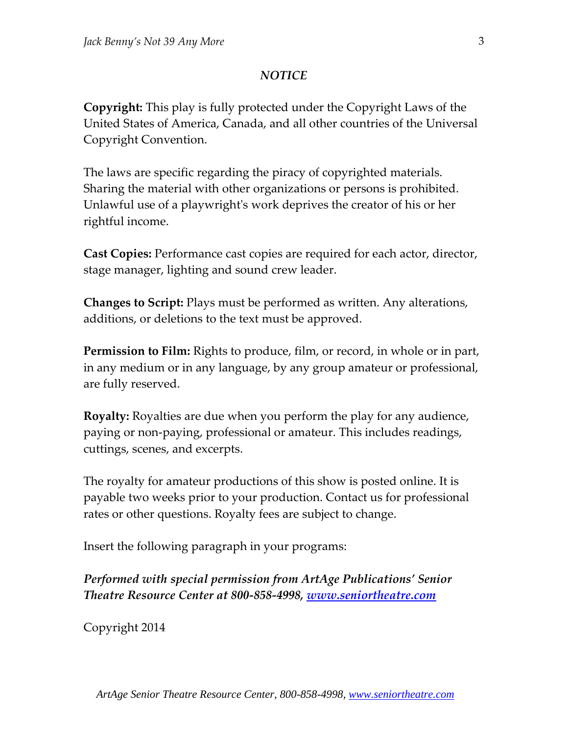*NOTICE*

**Copyright:** This play is fully protected under the Copyright Laws of the United States of America, Canada, and all other countries of the Universal Copyright Convention.

The laws are specific regarding the piracy of copyrighted materials. Sharing the material with other organizations or persons is prohibited. Unlawful use of a playwright's work deprives the creator of his or her rightful income.

**Cast Copies:** Performance cast copies are required for each actor, director, stage manager, lighting and sound crew leader.

**Changes to Script:** Plays must be performed as written. Any alterations, additions, or deletions to the text must be approved.

**Permission to Film:** Rights to produce, film, or record, in whole or in part, in any medium or in any language, by any group amateur or professional, are fully reserved.

**Royalty:** Royalties are due when you perform the play for any audience, paying or non-paying, professional or amateur. This includes readings, cuttings, scenes, and excerpts.

The royalty for amateur productions of this show is posted online. It is payable two weeks prior to your production. Contact us for professional rates or other questions. Royalty fees are subject to change.

Insert the following paragraph in your programs:

***Performed with special permission from ArtAge Publications' Senior Theatre Resource Center at 800-858-4998, [www.seniortheatre.com](http://www.seniortheatre.com)***

Copyright 2014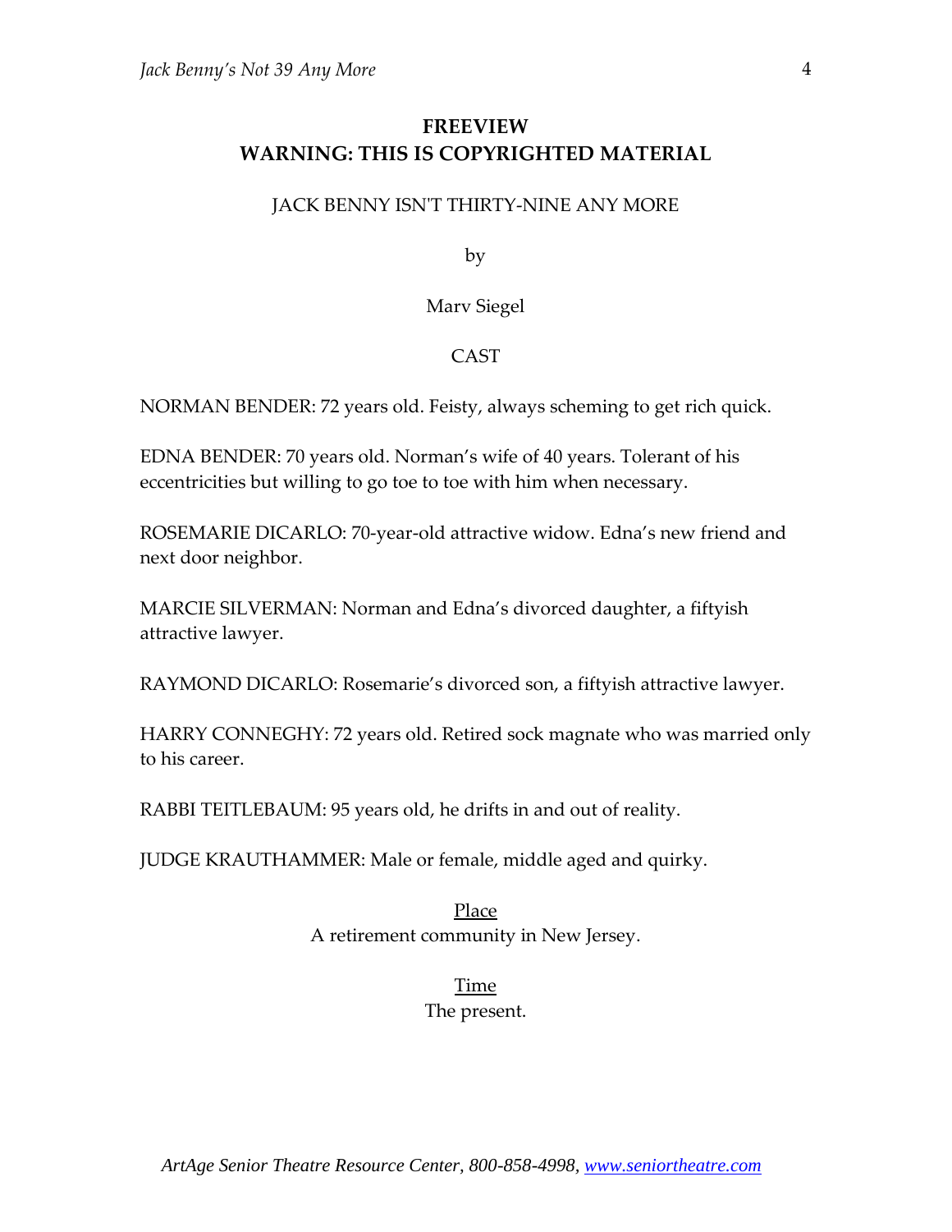**FREEVIEW**
**WARNING: THIS IS COPYRIGHTED MATERIAL**

JACK BENNY ISN'T THIRTY-NINE ANY MORE

by

Marv Siegel

CAST

NORMAN BENDER: 72 years old. Feisty, always scheming to get rich quick.

EDNA BENDER: 70 years old. Norman's wife of 40 years. Tolerant of his eccentricities but willing to go toe to toe with him when necessary.

ROSEMARIE DICARLO: 70-year-old attractive widow. Edna's new friend and next door neighbor.

MARCIE SILVERMAN: Norman and Edna's divorced daughter, a fiftyish attractive lawyer.

RAYMOND DICARLO: Rosemarie's divorced son, a fiftyish attractive lawyer.

HARRY CONNEGHY: 72 years old. Retired sock magnate who was married only to his career.

RABBI TEITLEBAUM: 95 years old, he drifts in and out of reality.

JUDGE KRAUTHAMMER: Male or female, middle aged and quirky.

Place
A retirement community in New Jersey.

Time
The present.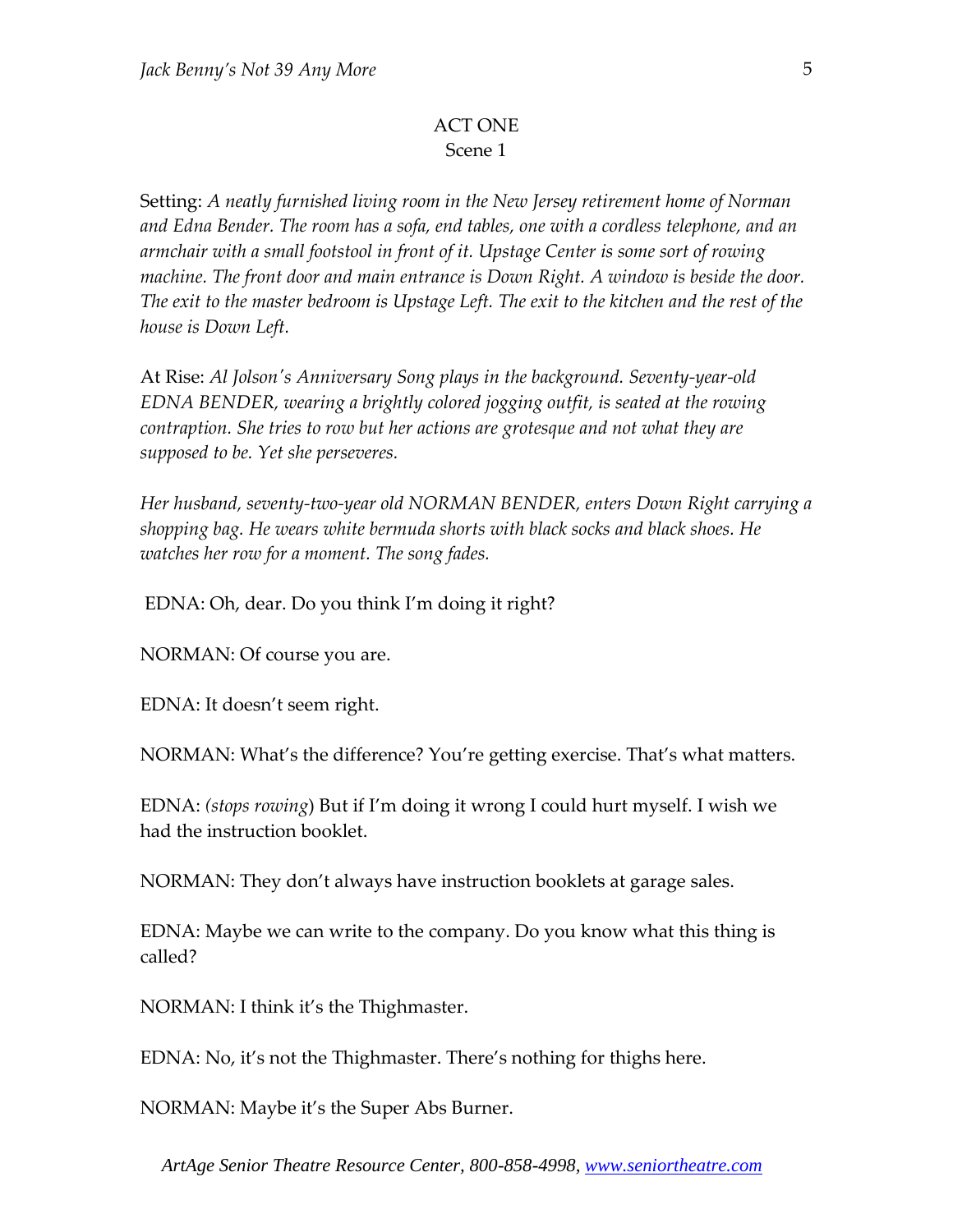ACT ONE
Scene 1

Setting: *A neatly furnished living room in the New Jersey retirement home of Norman and Edna Bender. The room has a sofa, end tables, one with a cordless telephone, and an armchair with a small footstool in front of it. Upstage Center is some sort of rowing machine. The front door and main entrance is Down Right. A window is beside the door. The exit to the master bedroom is Upstage Left. The exit to the kitchen and the rest of the house is Down Left.*

At Rise: *Al Jolson's Anniversary Song plays in the background. Seventy-year-old EDNA BENDER, wearing a brightly colored jogging outfit, is seated at the rowing contraption. She tries to row but her actions are grotesque and not what they are supposed to be. Yet she perseveres.*

*Her husband, seventy-two-year old NORMAN BENDER, enters Down Right carrying a shopping bag. He wears white bermuda shorts with black socks and black shoes. He watches her row for a moment. The song fades.*

EDNA: Oh, dear. Do you think I'm doing it right?

NORMAN: Of course you are.

EDNA: It doesn't seem right.

NORMAN: What's the difference? You're getting exercise. That's what matters.

EDNA: *(stops rowing)* But if I'm doing it wrong I could hurt myself. I wish we had the instruction booklet.

NORMAN: They don't always have instruction booklets at garage sales.

EDNA: Maybe we can write to the company. Do you know what this thing is called?

NORMAN: I think it's the Thighmaster.

EDNA: No, it's not the Thighmaster. There's nothing for thighs here.

NORMAN: Maybe it's the Super Abs Burner.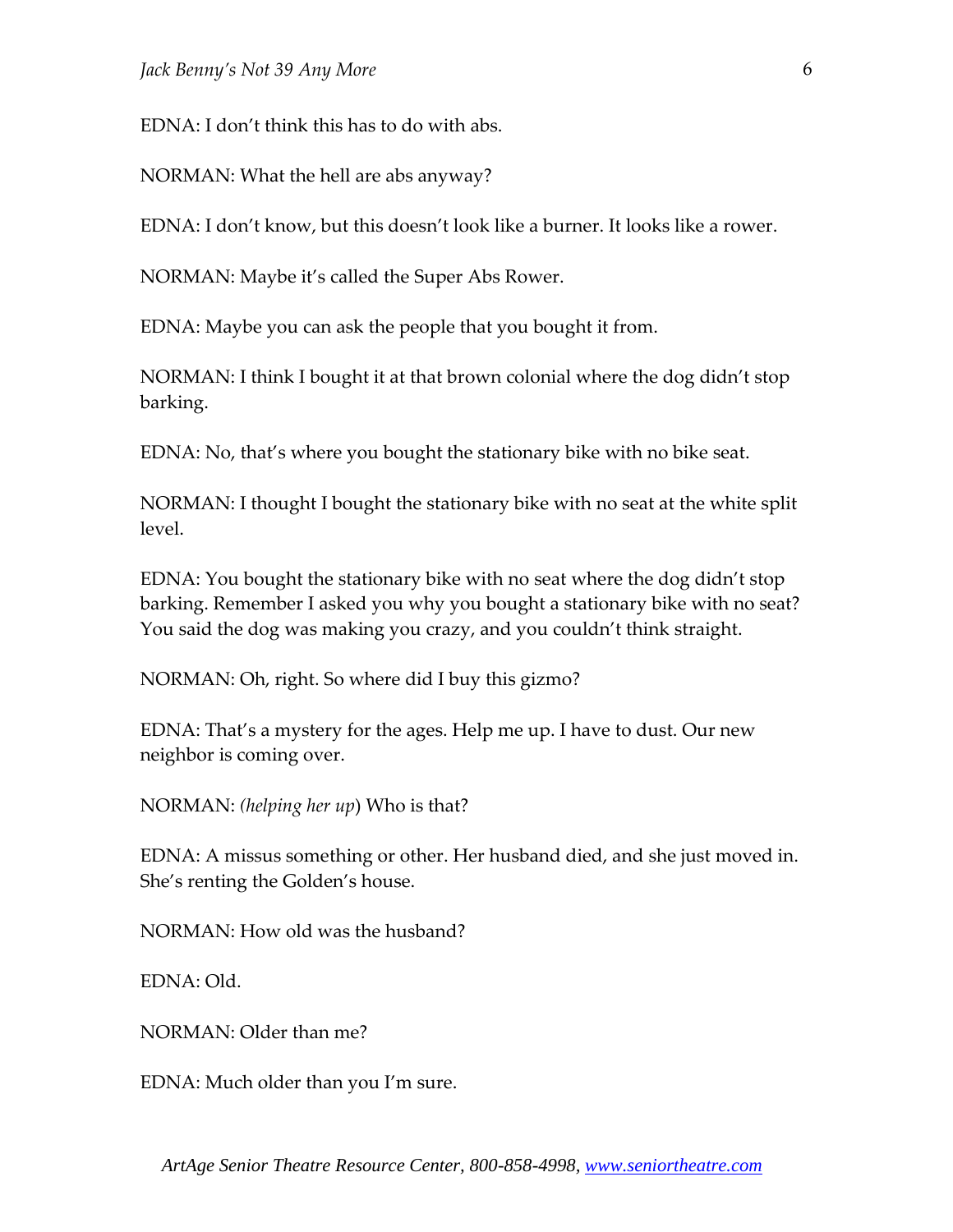EDNA: I don't think this has to do with abs.

NORMAN: What the hell are abs anyway?

EDNA: I don't know, but this doesn't look like a burner. It looks like a rower.

NORMAN: Maybe it's called the Super Abs Rower.

EDNA: Maybe you can ask the people that you bought it from.

NORMAN: I think I bought it at that brown colonial where the dog didn't stop barking.

EDNA: No, that's where you bought the stationary bike with no bike seat.

NORMAN: I thought I bought the stationary bike with no seat at the white split level.

EDNA: You bought the stationary bike with no seat where the dog didn't stop barking. Remember I asked you why you bought a stationary bike with no seat? You said the dog was making you crazy, and you couldn't think straight.

NORMAN: Oh, right. So where did I buy this gizmo?

EDNA: That's a mystery for the ages. Help me up. I have to dust. Our new neighbor is coming over.

NORMAN: *(helping her up)* Who is that?

EDNA: A missus something or other. Her husband died, and she just moved in. She's renting the Golden's house.

NORMAN: How old was the husband?

EDNA: Old.

NORMAN: Older than me?

EDNA: Much older than you I'm sure.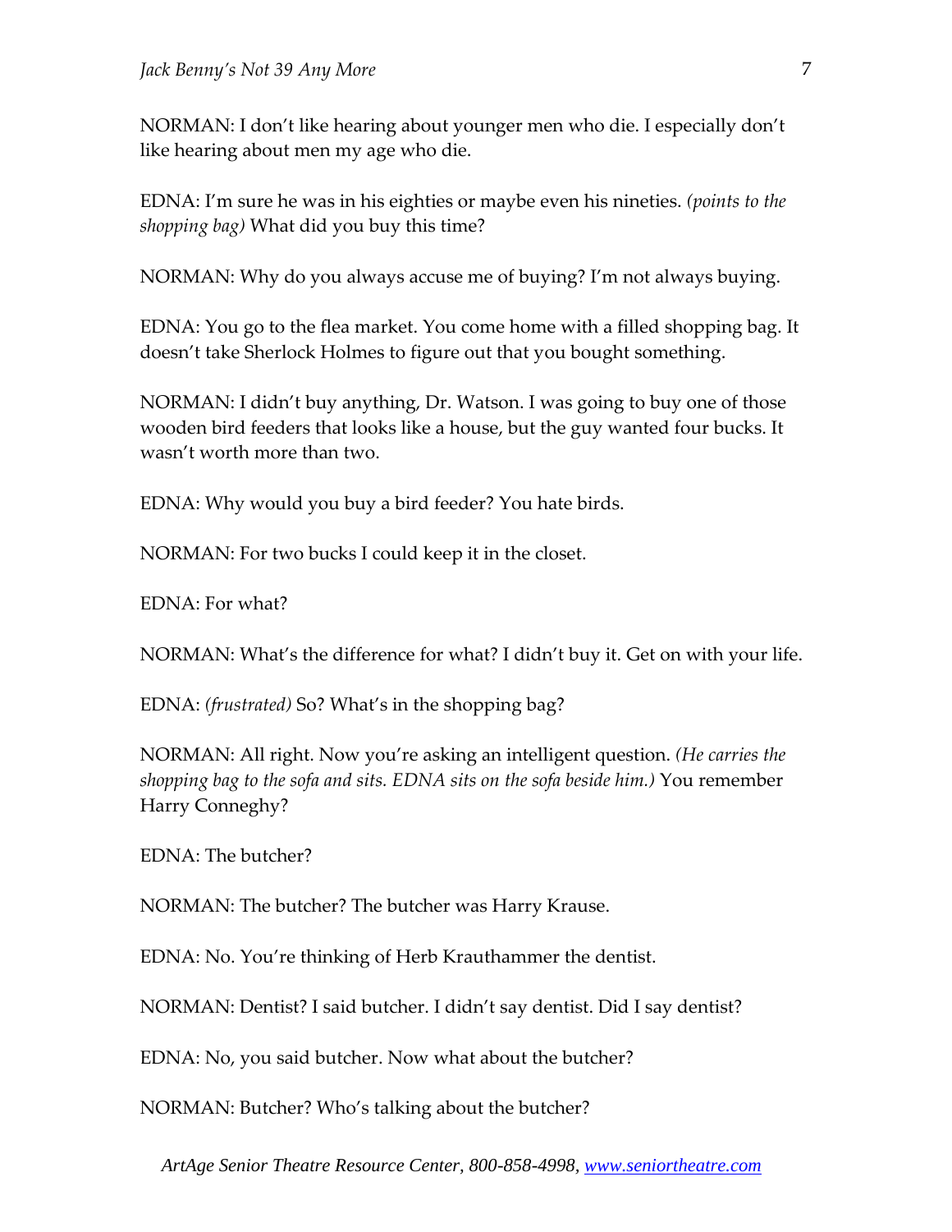NORMAN: I don't like hearing about younger men who die. I especially don't like hearing about men my age who die.

EDNA: I'm sure he was in his eighties or maybe even his nineties. *(points to the shopping bag)* What did you buy this time?

NORMAN: Why do you always accuse me of buying? I'm not always buying.

EDNA: You go to the flea market. You come home with a filled shopping bag. It doesn't take Sherlock Holmes to figure out that you bought something.

NORMAN: I didn't buy anything, Dr. Watson. I was going to buy one of those wooden bird feeders that looks like a house, but the guy wanted four bucks. It wasn't worth more than two.

EDNA: Why would you buy a bird feeder? You hate birds.

NORMAN: For two bucks I could keep it in the closet.

EDNA: For what?

NORMAN: What's the difference for what? I didn't buy it. Get on with your life.

EDNA: *(frustrated)* So? What's in the shopping bag?

NORMAN: All right. Now you're asking an intelligent question. *(He carries the shopping bag to the sofa and sits. EDNA sits on the sofa beside him.)* You remember Harry Conneghy?

EDNA: The butcher?

NORMAN: The butcher? The butcher was Harry Krause.

EDNA: No. You're thinking of Herb Krauthammer the dentist.

NORMAN: Dentist? I said butcher. I didn't say dentist. Did I say dentist?

EDNA: No, you said butcher. Now what about the butcher?

NORMAN: Butcher? Who's talking about the butcher?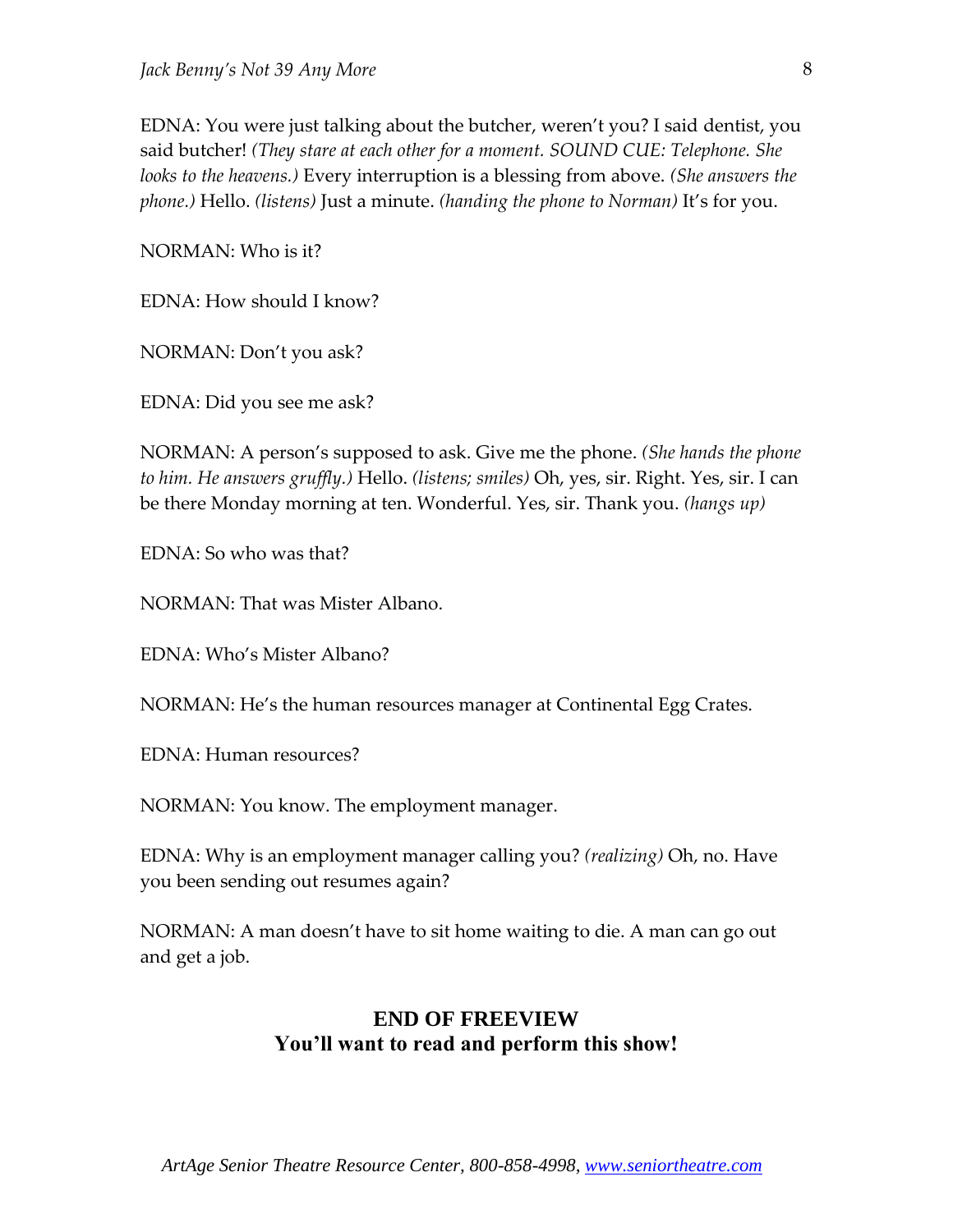EDNA: You were just talking about the butcher, weren't you? I said dentist, you said butcher! *(They stare at each other for a moment. SOUND CUE: Telephone. She looks to the heavens.)* Every interruption is a blessing from above. *(She answers the phone.)* Hello. *(listens)* Just a minute. *(handing the phone to Norman)* It's for you.

NORMAN: Who is it?

EDNA: How should I know?

NORMAN: Don't you ask?

EDNA: Did you see me ask?

NORMAN: A person's supposed to ask. Give me the phone. *(She hands the phone to him. He answers gruffly.)* Hello. *(listens; smiles)* Oh, yes, sir. Right. Yes, sir. I can be there Monday morning at ten. Wonderful. Yes, sir. Thank you. *(hangs up)*

EDNA: So who was that?

NORMAN: That was Mister Albano.

EDNA: Who's Mister Albano?

NORMAN: He's the human resources manager at Continental Egg Crates.

EDNA: Human resources?

NORMAN: You know. The employment manager.

EDNA: Why is an employment manager calling you? *(realizing)* Oh, no. Have you been sending out resumes again?

NORMAN: A man doesn't have to sit home waiting to die. A man can go out and get a job.

**END OF FREEVIEW**
**You'll want to read and perform this show!**